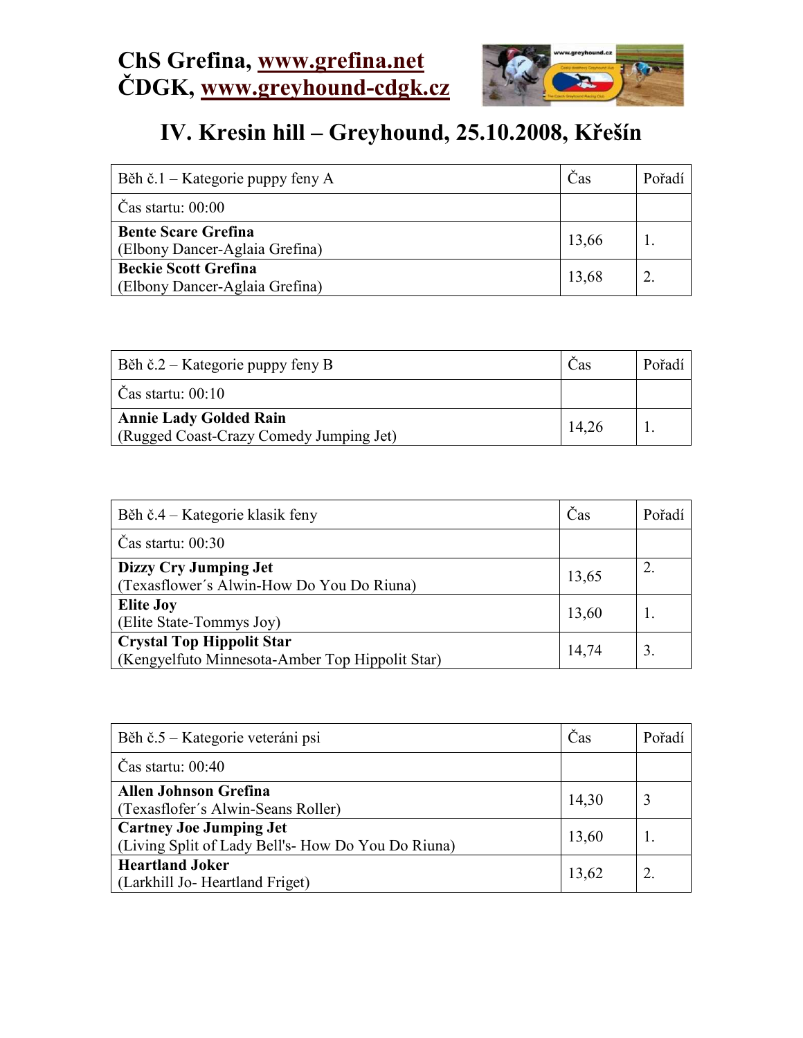# ChS Grefina, www.grefina.net
# ČDGK, www.greyhound-cdgk.cz

## IV. Kresin hill – Greyhound, 25.10.2008, Křešín

| Běh č.1 – Kategorie puppy feny A | Čas | Pořadí |
|---|---|---|
| Čas startu: 00:00 | | |
| **Bente Scare Grefina** (Elbony Dancer-Aglaia Grefina) | 13,66 | 1. |
| **Beckie Scott Grefina** (Elbony Dancer-Aglaia Grefina) | 13,68 | 2. |

| Běh č.2 – Kategorie puppy feny B | Čas | Pořadí |
|---|---|---|
| Čas startu: 00:10 | | |
| **Annie Lady Golded Rain** (Rugged Coast-Crazy Comedy Jumping Jet) | 14,26 | 1. |

| Běh č.4 – Kategorie klasik feny | Čas | Pořadí |
|---|---|---|
| Čas startu: 00:30 | | |
| **Dizzy Cry Jumping Jet** (Texasflower´s Alwin-How Do You Do Riuna) | 13,65 | 2. |
| **Elite Joy** (Elite State-Tommys Joy) | 13,60 | 1. |
| **Crystal Top Hippolit Star** (Kengyelfuto Minnesota-Amber Top Hippolit Star) | 14,74 | 3. |

| Běh č.5 – Kategorie veteráni psi | Čas | Pořadí |
|---|---|---|
| Čas startu: 00:40 | | |
| **Allen Johnson Grefina** (Texasflofer´s Alwin-Seans Roller) | 14,30 | 3 |
| **Cartney Joe Jumping Jet** (Living Split of Lady Bell's- How Do You Do Riuna) | 13,60 | 1. |
| **Heartland Joker** (Larkhill Jo- Heartland Friget) | 13,62 | 2. |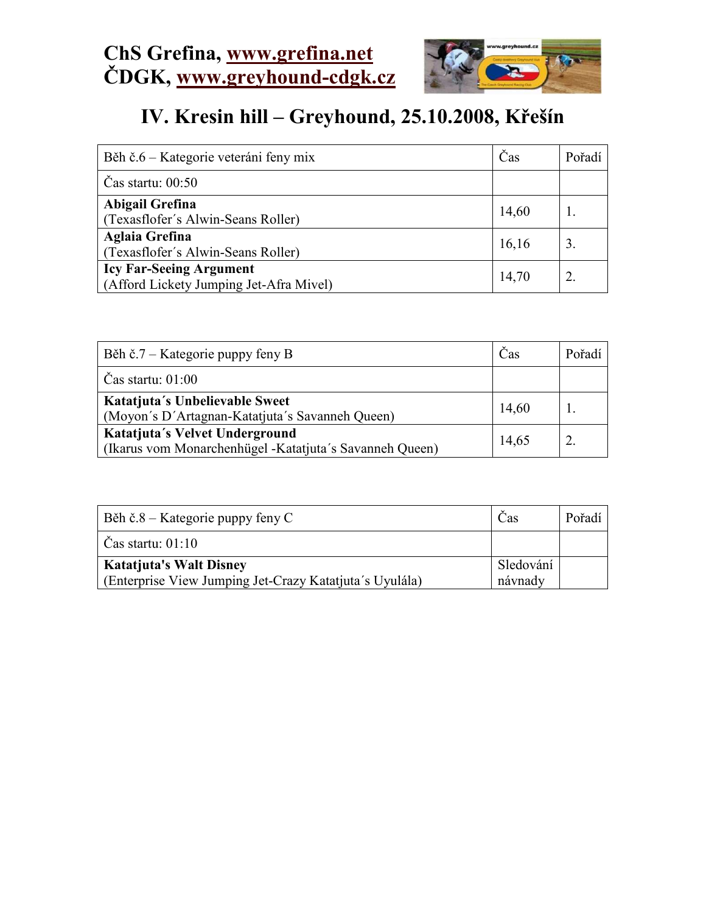# ChS Grefina, www.grefina.net
# ČDGK, www.greyhound-cdgk.cz

## IV. Kresin hill – Greyhound, 25.10.2008, Křešín

| Běh č.6 – Kategorie veteráni feny mix | Čas | Pořadí |
|---|---|---|
| Čas startu: 00:50 | | |
| **Abigail Grefina** (Texasflofer´s Alwin-Seans Roller) | 14,60 | 1. |
| **Aglaia Grefina** (Texasflofer´s Alwin-Seans Roller) | 16,16 | 3. |
| **Icy Far-Seeing Argument** (Afford Lickety Jumping Jet-Afra Mivel) | 14,70 | 2. |

| Běh č.7 – Kategorie puppy feny B | Čas | Pořadí |
|---|---|---|
| Čas startu: 01:00 | | |
| **Katatjuta´s Unbelievable Sweet** (Moyon´s D´Artagnan-Katatjuta´s Savanneh Queen) | 14,60 | 1. |
| **Katatjuta´s Velvet Underground** (Ikarus vom Monarchenhügel -Katatjuta´s Savanneh Queen) | 14,65 | 2. |

| Běh č.8 – Kategorie puppy feny C | Čas | Pořadí |
|---|---|---|
| Čas startu: 01:10 | | |
| **Katatjuta's Walt Disney** (Enterprise View Jumping Jet-Crazy Katatjuta´s Uyulála) | Sledování návnady | |